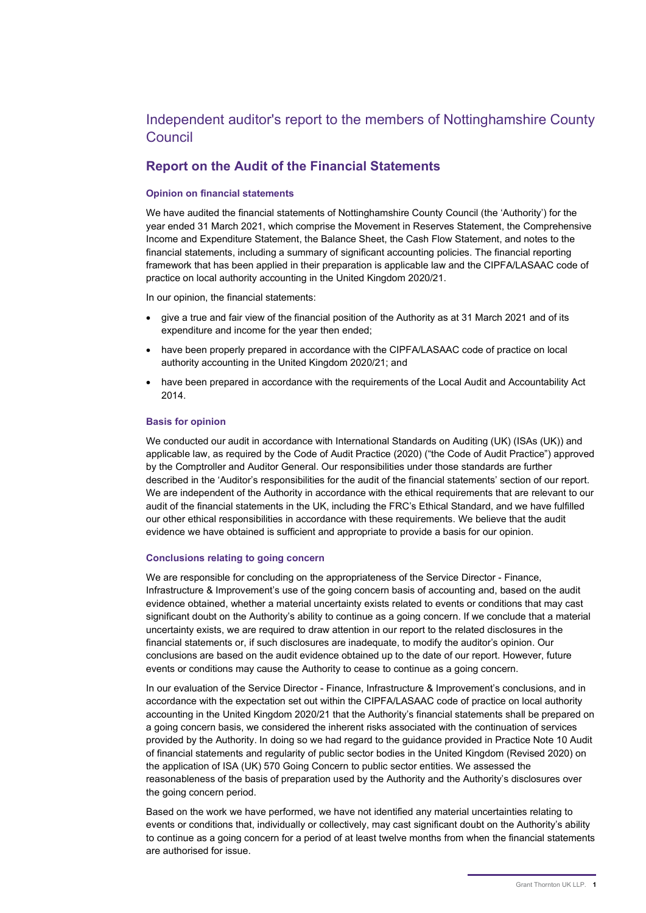# Independent auditor's report to the members of Nottinghamshire County Council

## Report on the Audit of the Financial Statements

### Opinion on financial statements

We have audited the financial statements of Nottinghamshire County Council (the 'Authority') for the year ended 31 March 2021, which comprise the Movement in Reserves Statement, the Comprehensive Income and Expenditure Statement, the Balance Sheet, the Cash Flow Statement, and notes to the financial statements, including a summary of significant accounting policies. The financial reporting framework that has been applied in their preparation is applicable law and the CIPFA/LASAAC code of practice on local authority accounting in the United Kingdom 2020/21.

In our opinion, the financial statements:

- give a true and fair view of the financial position of the Authority as at 31 March 2021 and of its expenditure and income for the year then ended;
- have been properly prepared in accordance with the CIPFA/LASAAC code of practice on local authority accounting in the United Kingdom 2020/21; and
- have been prepared in accordance with the requirements of the Local Audit and Accountability Act 2014.

### Basis for opinion

We conducted our audit in accordance with International Standards on Auditing (UK) (ISAs (UK)) and applicable law, as required by the Code of Audit Practice (2020) ("the Code of Audit Practice") approved by the Comptroller and Auditor General. Our responsibilities under those standards are further described in the 'Auditor's responsibilities for the audit of the financial statements' section of our report. We are independent of the Authority in accordance with the ethical requirements that are relevant to our audit of the financial statements in the UK, including the FRC's Ethical Standard, and we have fulfilled our other ethical responsibilities in accordance with these requirements. We believe that the audit evidence we have obtained is sufficient and appropriate to provide a basis for our opinion.

### Conclusions relating to going concern

We are responsible for concluding on the appropriateness of the Service Director - Finance, Infrastructure & Improvement's use of the going concern basis of accounting and, based on the audit evidence obtained, whether a material uncertainty exists related to events or conditions that may cast significant doubt on the Authority's ability to continue as a going concern. If we conclude that a material uncertainty exists, we are required to draw attention in our report to the related disclosures in the financial statements or, if such disclosures are inadequate, to modify the auditor's opinion. Our conclusions are based on the audit evidence obtained up to the date of our report. However, future events or conditions may cause the Authority to cease to continue as a going concern.

In our evaluation of the Service Director - Finance, Infrastructure & Improvement's conclusions, and in accordance with the expectation set out within the CIPFA/LASAAC code of practice on local authority accounting in the United Kingdom 2020/21 that the Authority's financial statements shall be prepared on a going concern basis, we considered the inherent risks associated with the continuation of services provided by the Authority. In doing so we had regard to the guidance provided in Practice Note 10 Audit of financial statements and regularity of public sector bodies in the United Kingdom (Revised 2020) on the application of ISA (UK) 570 Going Concern to public sector entities. We assessed the reasonableness of the basis of preparation used by the Authority and the Authority's disclosures over the going concern period.

Based on the work we have performed, we have not identified any material uncertainties relating to events or conditions that, individually or collectively, may cast significant doubt on the Authority's ability to continue as a going concern for a period of at least twelve months from when the financial statements are authorised for issue.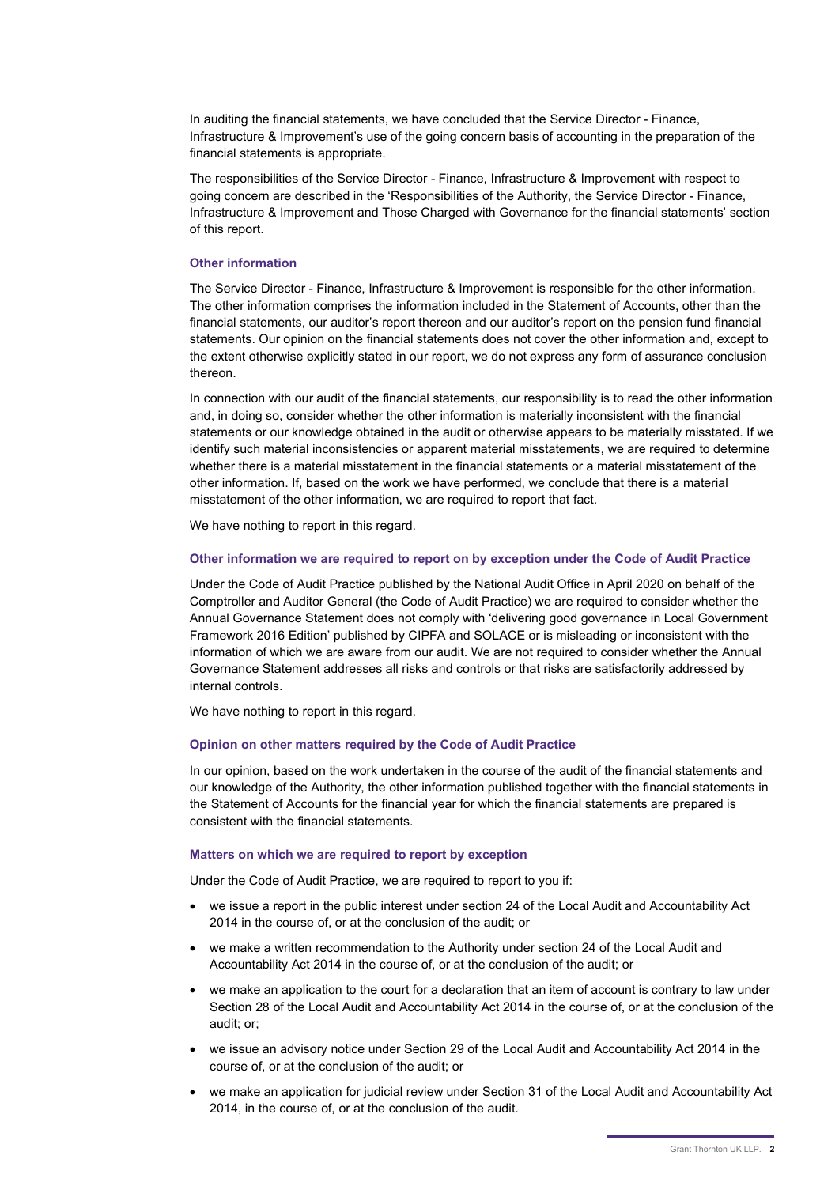In auditing the financial statements, we have concluded that the Service Director - Finance, Infrastructure & Improvement's use of the going concern basis of accounting in the preparation of the financial statements is appropriate.

The responsibilities of the Service Director - Finance, Infrastructure & Improvement with respect to going concern are described in the 'Responsibilities of the Authority, the Service Director - Finance, Infrastructure & Improvement and Those Charged with Governance for the financial statements' section of this report.

### Other information

The Service Director - Finance, Infrastructure & Improvement is responsible for the other information. The other information comprises the information included in the Statement of Accounts, other than the financial statements, our auditor's report thereon and our auditor's report on the pension fund financial statements. Our opinion on the financial statements does not cover the other information and, except to the extent otherwise explicitly stated in our report, we do not express any form of assurance conclusion thereon.

In connection with our audit of the financial statements, our responsibility is to read the other information and, in doing so, consider whether the other information is materially inconsistent with the financial statements or our knowledge obtained in the audit or otherwise appears to be materially misstated. If we identify such material inconsistencies or apparent material misstatements, we are required to determine whether there is a material misstatement in the financial statements or a material misstatement of the other information. If, based on the work we have performed, we conclude that there is a material misstatement of the other information, we are required to report that fact.

We have nothing to report in this regard.

### Other information we are required to report on by exception under the Code of Audit Practice

Under the Code of Audit Practice published by the National Audit Office in April 2020 on behalf of the Comptroller and Auditor General (the Code of Audit Practice) we are required to consider whether the Annual Governance Statement does not comply with 'delivering good governance in Local Government Framework 2016 Edition' published by CIPFA and SOLACE or is misleading or inconsistent with the information of which we are aware from our audit. We are not required to consider whether the Annual Governance Statement addresses all risks and controls or that risks are satisfactorily addressed by internal controls.

We have nothing to report in this regard.

### Opinion on other matters required by the Code of Audit Practice

In our opinion, based on the work undertaken in the course of the audit of the financial statements and our knowledge of the Authority, the other information published together with the financial statements in the Statement of Accounts for the financial year for which the financial statements are prepared is consistent with the financial statements.

### Matters on which we are required to report by exception

Under the Code of Audit Practice, we are required to report to you if:

- we issue a report in the public interest under section 24 of the Local Audit and Accountability Act 2014 in the course of, or at the conclusion of the audit; or
- we make a written recommendation to the Authority under section 24 of the Local Audit and Accountability Act 2014 in the course of, or at the conclusion of the audit; or
- we make an application to the court for a declaration that an item of account is contrary to law under Section 28 of the Local Audit and Accountability Act 2014 in the course of, or at the conclusion of the audit; or;
- we issue an advisory notice under Section 29 of the Local Audit and Accountability Act 2014 in the course of, or at the conclusion of the audit; or
- we make an application for judicial review under Section 31 of the Local Audit and Accountability Act 2014, in the course of, or at the conclusion of the audit.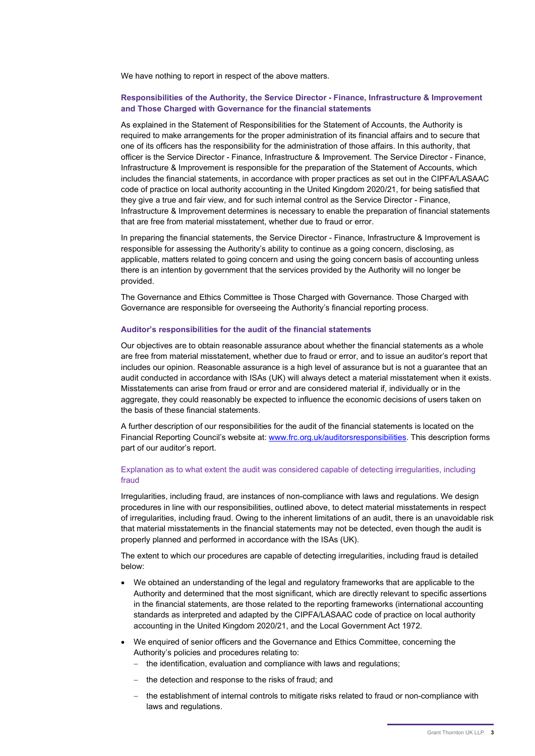We have nothing to report in respect of the above matters.

### Responsibilities of the Authority, the Service Director - Finance, Infrastructure & Improvement and Those Charged with Governance for the financial statements

As explained in the Statement of Responsibilities for the Statement of Accounts, the Authority is required to make arrangements for the proper administration of its financial affairs and to secure that one of its officers has the responsibility for the administration of those affairs. In this authority, that officer is the Service Director - Finance, Infrastructure & Improvement. The Service Director - Finance, Infrastructure & Improvement is responsible for the preparation of the Statement of Accounts, which includes the financial statements, in accordance with proper practices as set out in the CIPFA/LASAAC code of practice on local authority accounting in the United Kingdom 2020/21, for being satisfied that they give a true and fair view, and for such internal control as the Service Director - Finance, Infrastructure & Improvement determines is necessary to enable the preparation of financial statements that are free from material misstatement, whether due to fraud or error.

In preparing the financial statements, the Service Director - Finance, Infrastructure & Improvement is responsible for assessing the Authority's ability to continue as a going concern, disclosing, as applicable, matters related to going concern and using the going concern basis of accounting unless there is an intention by government that the services provided by the Authority will no longer be provided.

The Governance and Ethics Committee is Those Charged with Governance. Those Charged with Governance are responsible for overseeing the Authority's financial reporting process.

### Auditor's responsibilities for the audit of the financial statements

Our objectives are to obtain reasonable assurance about whether the financial statements as a whole are free from material misstatement, whether due to fraud or error, and to issue an auditor's report that includes our opinion. Reasonable assurance is a high level of assurance but is not a guarantee that an audit conducted in accordance with ISAs (UK) will always detect a material misstatement when it exists. Misstatements can arise from fraud or error and are considered material if, individually or in the aggregate, they could reasonably be expected to influence the economic decisions of users taken on the basis of these financial statements.

A further description of our responsibilities for the audit of the financial statements is located on the Financial Reporting Council's website at: www.frc.org.uk/auditorsresponsibilities. This description forms part of our auditor's report.

### Explanation as to what extent the audit was considered capable of detecting irregularities, including fraud

Irregularities, including fraud, are instances of non-compliance with laws and regulations. We design procedures in line with our responsibilities, outlined above, to detect material misstatements in respect of irregularities, including fraud. Owing to the inherent limitations of an audit, there is an unavoidable risk that material misstatements in the financial statements may not be detected, even though the audit is properly planned and performed in accordance with the ISAs (UK).

The extent to which our procedures are capable of detecting irregularities, including fraud is detailed below:

- We obtained an understanding of the legal and regulatory frameworks that are applicable to the Authority and determined that the most significant, which are directly relevant to specific assertions in the financial statements, are those related to the reporting frameworks (international accounting standards as interpreted and adapted by the CIPFA/LASAAC code of practice on local authority accounting in the United Kingdom 2020/21, and the Local Government Act 1972.
- We enquired of senior officers and the Governance and Ethics Committee, concerning the Authority's policies and procedures relating to:
  - the identification, evaluation and compliance with laws and regulations;
  - the detection and response to the risks of fraud; and
  - the establishment of internal controls to mitigate risks related to fraud or non-compliance with laws and regulations.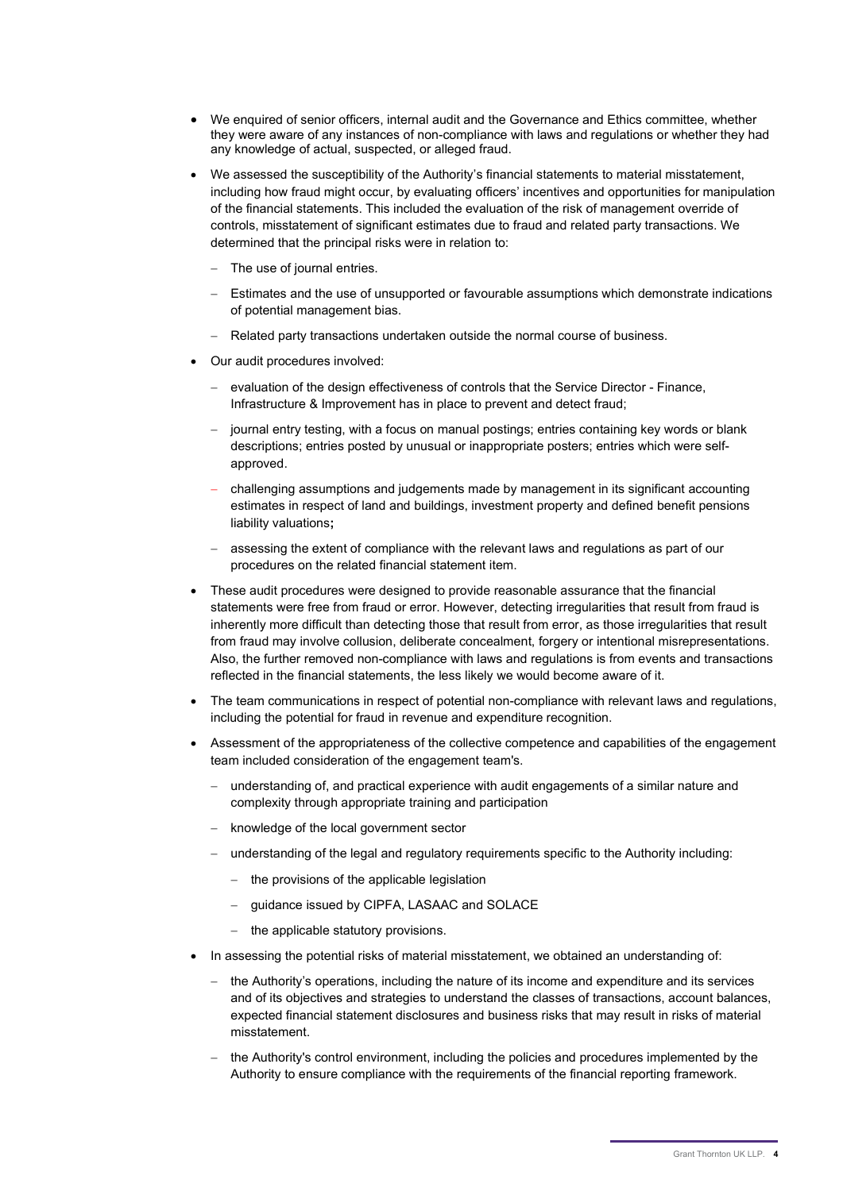- We enquired of senior officers, internal audit and the Governance and Ethics committee, whether they were aware of any instances of non-compliance with laws and regulations or whether they had any knowledge of actual, suspected, or alleged fraud.
- We assessed the susceptibility of the Authority's financial statements to material misstatement, including how fraud might occur, by evaluating officers' incentives and opportunities for manipulation of the financial statements. This included the evaluation of the risk of management override of controls, misstatement of significant estimates due to fraud and related party transactions. We determined that the principal risks were in relation to:
  - The use of journal entries.
  - Estimates and the use of unsupported or favourable assumptions which demonstrate indications of potential management bias.
  - Related party transactions undertaken outside the normal course of business.
- Our audit procedures involved:
  - evaluation of the design effectiveness of controls that the Service Director - Finance, Infrastructure & Improvement has in place to prevent and detect fraud;
  - journal entry testing, with a focus on manual postings; entries containing key words or blank descriptions; entries posted by unusual or inappropriate posters; entries which were self-approved.
  - challenging assumptions and judgements made by management in its significant accounting estimates in respect of land and buildings, investment property and defined benefit pensions liability valuations;
  - assessing the extent of compliance with the relevant laws and regulations as part of our procedures on the related financial statement item.
- These audit procedures were designed to provide reasonable assurance that the financial statements were free from fraud or error. However, detecting irregularities that result from fraud is inherently more difficult than detecting those that result from error, as those irregularities that result from fraud may involve collusion, deliberate concealment, forgery or intentional misrepresentations. Also, the further removed non-compliance with laws and regulations is from events and transactions reflected in the financial statements, the less likely we would become aware of it.
- The team communications in respect of potential non-compliance with relevant laws and regulations, including the potential for fraud in revenue and expenditure recognition.
- Assessment of the appropriateness of the collective competence and capabilities of the engagement team included consideration of the engagement team's.
  - understanding of, and practical experience with audit engagements of a similar nature and complexity through appropriate training and participation
  - knowledge of the local government sector
  - understanding of the legal and regulatory requirements specific to the Authority including:
    - the provisions of the applicable legislation
    - guidance issued by CIPFA, LASAAC and SOLACE
    - the applicable statutory provisions.
- In assessing the potential risks of material misstatement, we obtained an understanding of:
  - the Authority's operations, including the nature of its income and expenditure and its services and of its objectives and strategies to understand the classes of transactions, account balances, expected financial statement disclosures and business risks that may result in risks of material misstatement.
  - the Authority's control environment, including the policies and procedures implemented by the Authority to ensure compliance with the requirements of the financial reporting framework.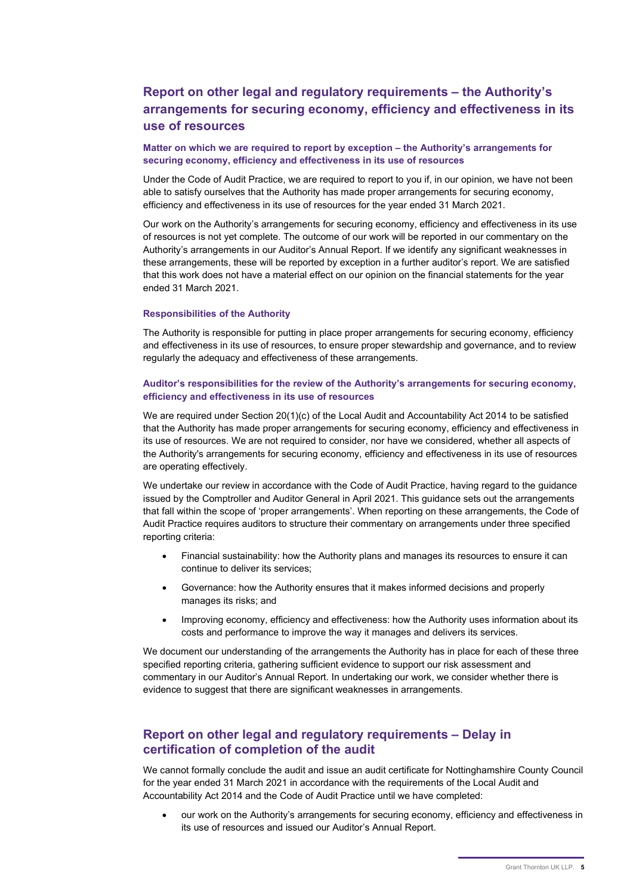## Report on other legal and regulatory requirements – the Authority's arrangements for securing economy, efficiency and effectiveness in its use of resources

### Matter on which we are required to report by exception – the Authority's arrangements for securing economy, efficiency and effectiveness in its use of resources

Under the Code of Audit Practice, we are required to report to you if, in our opinion, we have not been able to satisfy ourselves that the Authority has made proper arrangements for securing economy, efficiency and effectiveness in its use of resources for the year ended 31 March 2021.

Our work on the Authority's arrangements for securing economy, efficiency and effectiveness in its use of resources is not yet complete. The outcome of our work will be reported in our commentary on the Authority's arrangements in our Auditor's Annual Report. If we identify any significant weaknesses in these arrangements, these will be reported by exception in a further auditor's report. We are satisfied that this work does not have a material effect on our opinion on the financial statements for the year ended 31 March 2021.

### Responsibilities of the Authority

The Authority is responsible for putting in place proper arrangements for securing economy, efficiency and effectiveness in its use of resources, to ensure proper stewardship and governance, and to review regularly the adequacy and effectiveness of these arrangements.

### Auditor's responsibilities for the review of the Authority's arrangements for securing economy, efficiency and effectiveness in its use of resources

We are required under Section 20(1)(c) of the Local Audit and Accountability Act 2014 to be satisfied that the Authority has made proper arrangements for securing economy, efficiency and effectiveness in its use of resources. We are not required to consider, nor have we considered, whether all aspects of the Authority's arrangements for securing economy, efficiency and effectiveness in its use of resources are operating effectively.

We undertake our review in accordance with the Code of Audit Practice, having regard to the guidance issued by the Comptroller and Auditor General in April 2021. This guidance sets out the arrangements that fall within the scope of 'proper arrangements'. When reporting on these arrangements, the Code of Audit Practice requires auditors to structure their commentary on arrangements under three specified reporting criteria:

- Financial sustainability: how the Authority plans and manages its resources to ensure it can continue to deliver its services;
- Governance: how the Authority ensures that it makes informed decisions and properly manages its risks; and
- Improving economy, efficiency and effectiveness: how the Authority uses information about its costs and performance to improve the way it manages and delivers its services.

We document our understanding of the arrangements the Authority has in place for each of these three specified reporting criteria, gathering sufficient evidence to support our risk assessment and commentary in our Auditor's Annual Report. In undertaking our work, we consider whether there is evidence to suggest that there are significant weaknesses in arrangements.

## Report on other legal and regulatory requirements – Delay in certification of completion of the audit

We cannot formally conclude the audit and issue an audit certificate for Nottinghamshire County Council for the year ended 31 March 2021 in accordance with the requirements of the Local Audit and Accountability Act 2014 and the Code of Audit Practice until we have completed:

- our work on the Authority's arrangements for securing economy, efficiency and effectiveness in its use of resources and issued our Auditor's Annual Report.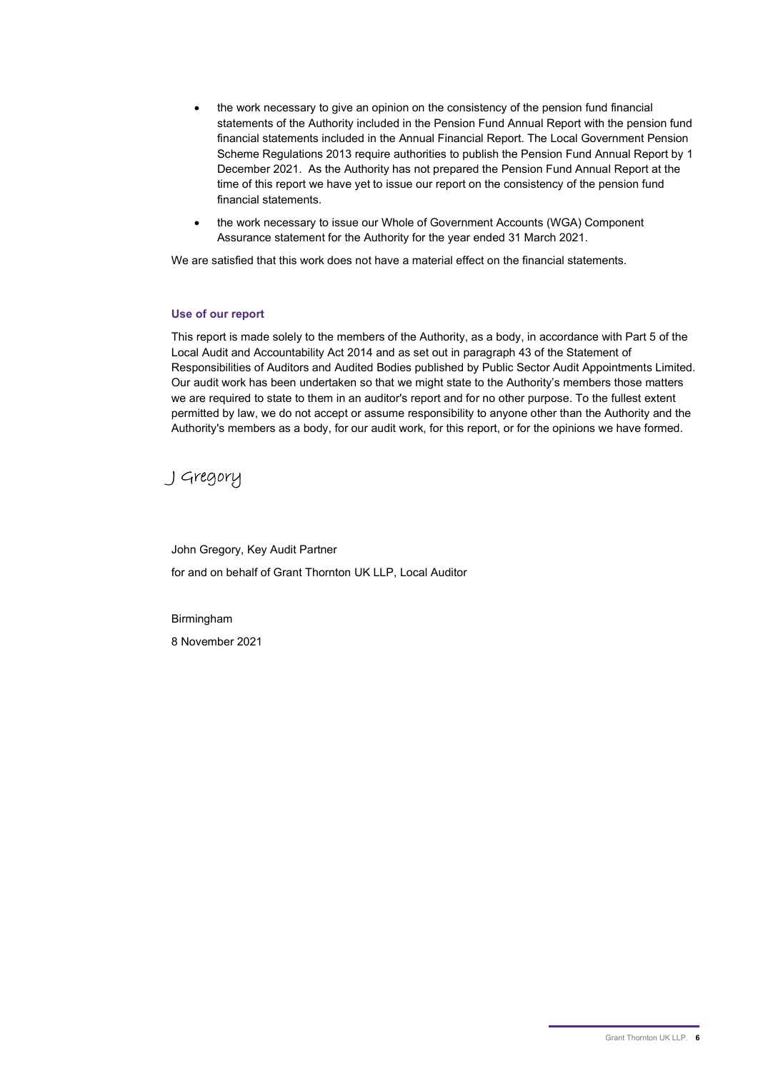- the work necessary to give an opinion on the consistency of the pension fund financial statements of the Authority included in the Pension Fund Annual Report with the pension fund financial statements included in the Annual Financial Report. The Local Government Pension Scheme Regulations 2013 require authorities to publish the Pension Fund Annual Report by 1 December 2021. As the Authority has not prepared the Pension Fund Annual Report at the time of this report we have yet to issue our report on the consistency of the pension fund financial statements.
- the work necessary to issue our Whole of Government Accounts (WGA) Component Assurance statement for the Authority for the year ended 31 March 2021.

We are satisfied that this work does not have a material effect on the financial statements.

**Use of our report**

This report is made solely to the members of the Authority, as a body, in accordance with Part 5 of the Local Audit and Accountability Act 2014 and as set out in paragraph 43 of the Statement of Responsibilities of Auditors and Audited Bodies published by Public Sector Audit Appointments Limited. Our audit work has been undertaken so that we might state to the Authority's members those matters we are required to state to them in an auditor's report and for no other purpose. To the fullest extent permitted by law, we do not accept or assume responsibility to anyone other than the Authority and the Authority's members as a body, for our audit work, for this report, or for the opinions we have formed.

J Gregory

John Gregory, Key Audit Partner

for and on behalf of Grant Thornton UK LLP, Local Auditor

Birmingham

8 November 2021